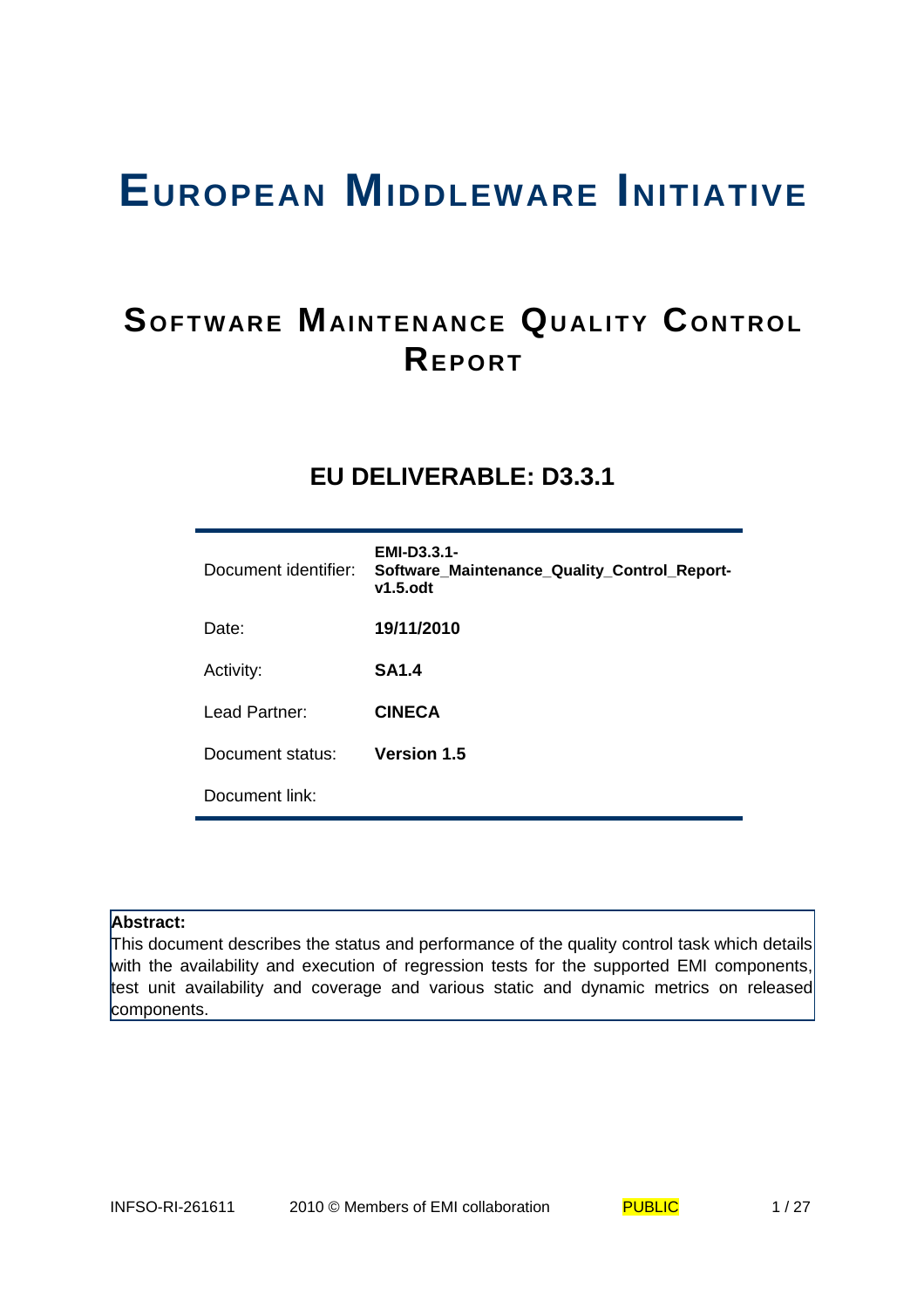# EUROPEAN MIDDLEWARE INITIATIVE

## SOFTWARE MAINTENANCE QUALITY CONTROL REPORT

### EU DELIVERABLE: D3.3.1

| | |
|---|---|
| Document identifier: | **EMI-D3.3.1-Software_Maintenance_Quality_Control_Report-v1.5.odt** |
| Date: | **19/11/2010** |
| Activity: | **SA1.4** |
| Lead Partner: | **CINECA** |
| Document status: | **Version 1.5** |
| Document link: | |

**Abstract:**
This document describes the status and performance of the quality control task which details with the availability and execution of regression tests for the supported EMI components, test unit availability and coverage and various static and dynamic metrics on released components.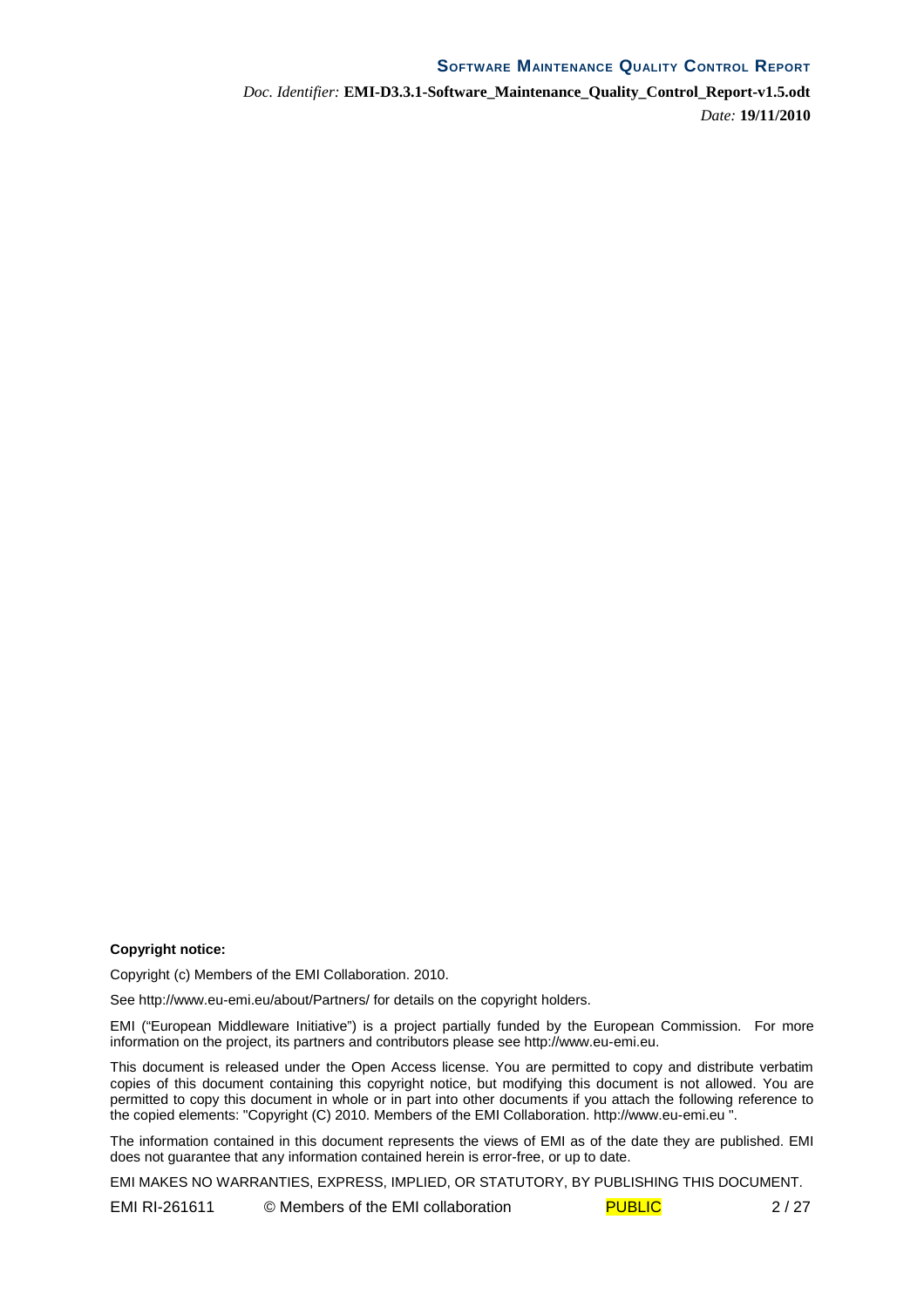**Copyright notice:**

Copyright (c) Members of the EMI Collaboration. 2010.

See http://www.eu-emi.eu/about/Partners/ for details on the copyright holders.

EMI ("European Middleware Initiative") is a project partially funded by the European Commission. For more information on the project, its partners and contributors please see http://www.eu-emi.eu.

This document is released under the Open Access license. You are permitted to copy and distribute verbatim copies of this document containing this copyright notice, but modifying this document is not allowed. You are permitted to copy this document in whole or in part into other documents if you attach the following reference to the copied elements: "Copyright (C) 2010. Members of the EMI Collaboration. http://www.eu-emi.eu ".

The information contained in this document represents the views of EMI as of the date they are published. EMI does not guarantee that any information contained herein is error-free, or up to date.

EMI MAKES NO WARRANTIES, EXPRESS, IMPLIED, OR STATUTORY, BY PUBLISHING THIS DOCUMENT.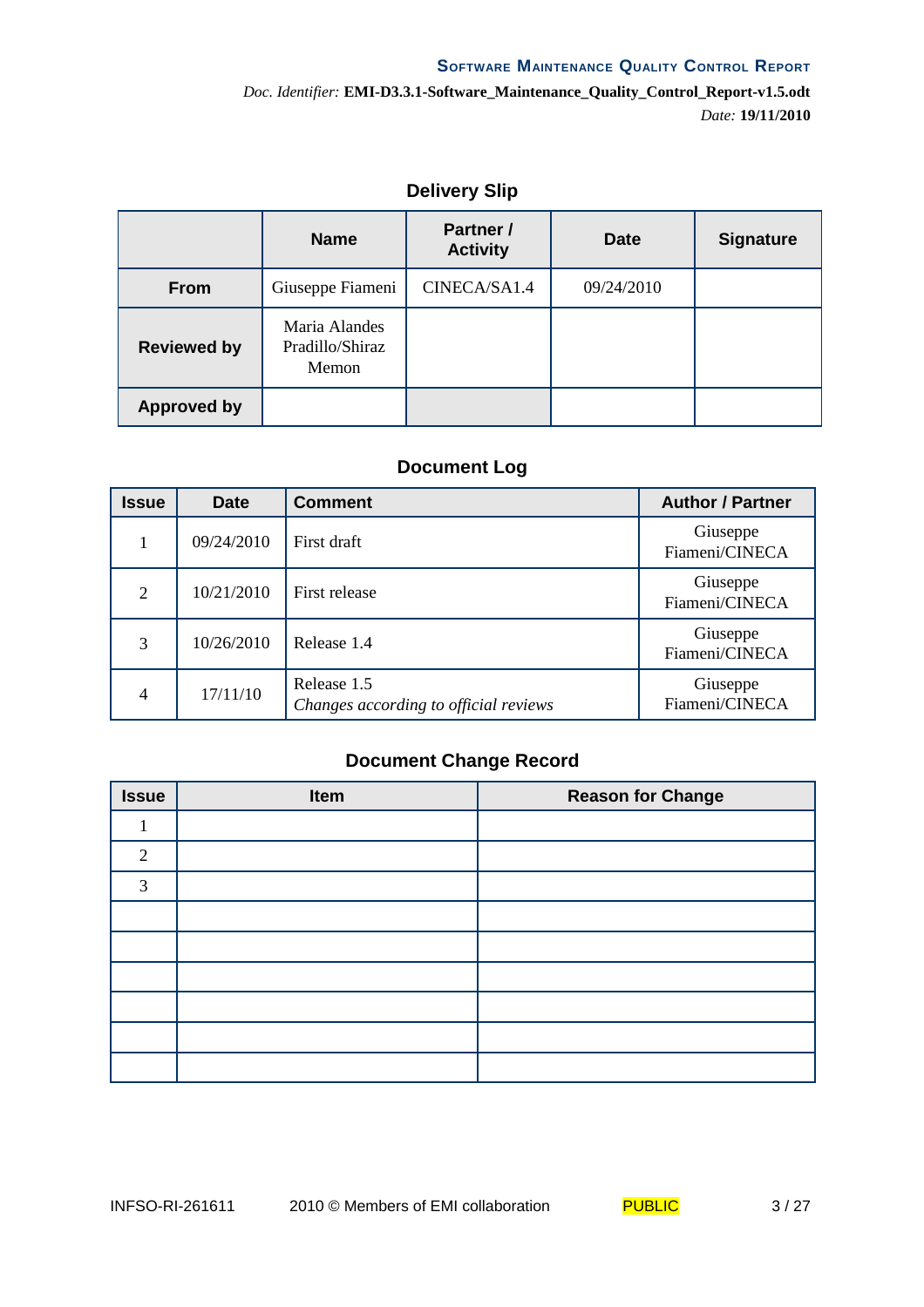## Delivery Slip

| | Name | Partner / Activity | Date | Signature |
|---|---|---|---|---|
| **From** | Giuseppe Fiameni | CINECA/SA1.4 | 09/24/2010 | |
| **Reviewed by** | Maria Alandes Pradillo/Shiraz Memon | | | |
| **Approved by** | | | | |

## Document Log

| Issue | Date | Comment | Author / Partner |
|---|---|---|---|
| 1 | 09/24/2010 | First draft | Giuseppe Fiameni/CINECA |
| 2 | 10/21/2010 | First release | Giuseppe Fiameni/CINECA |
| 3 | 10/26/2010 | Release 1.4 | Giuseppe Fiameni/CINECA |
| 4 | 17/11/10 | Release 1.5 *Changes according to official reviews* | Giuseppe Fiameni/CINECA |

## Document Change Record

| Issue | Item | Reason for Change |
|---|---|---|
| 1 | | |
| 2 | | |
| 3 | | |
| | | |
| | | |
| | | |
| | | |
| | | |
| | | |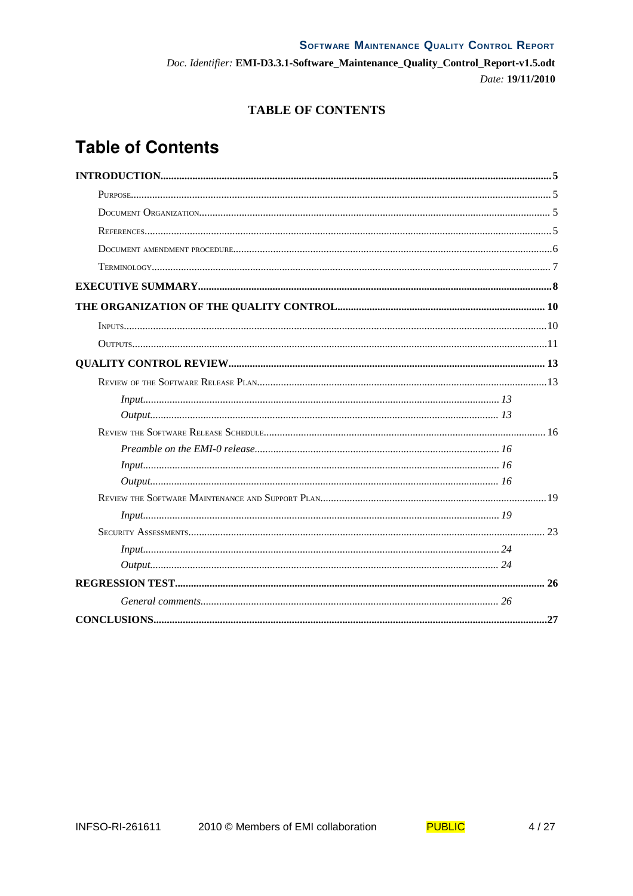**TABLE OF CONTENTS**

# Table of Contents

**INTRODUCTION** .......... 5

- Purpose .......... 5
- Document Organization .......... 5
- References .......... 5
- Document amendment procedure .......... 6
- Terminology .......... 7

**EXECUTIVE SUMMARY** .......... 8

**THE ORGANIZATION OF THE QUALITY CONTROL** .......... 10

- Inputs .......... 10
- Outputs .......... 11

**QUALITY CONTROL REVIEW** .......... 13

- Review of the Software Release Plan .......... 13
  - *Input* .......... 13
  - *Output* .......... 13
- Review the Software Release Schedule .......... 16
  - *Preamble on the EMI-0 release* .......... 16
  - *Input* .......... 16
  - *Output* .......... 16
- Review the Software Maintenance and Support Plan .......... 19
  - *Input* .......... 19
- Security Assessments .......... 23
  - *Input* .......... 24
  - *Output* .......... 24

**REGRESSION TEST** .......... 26

- *General comments* .......... 26

**CONCLUSIONS** .......... 27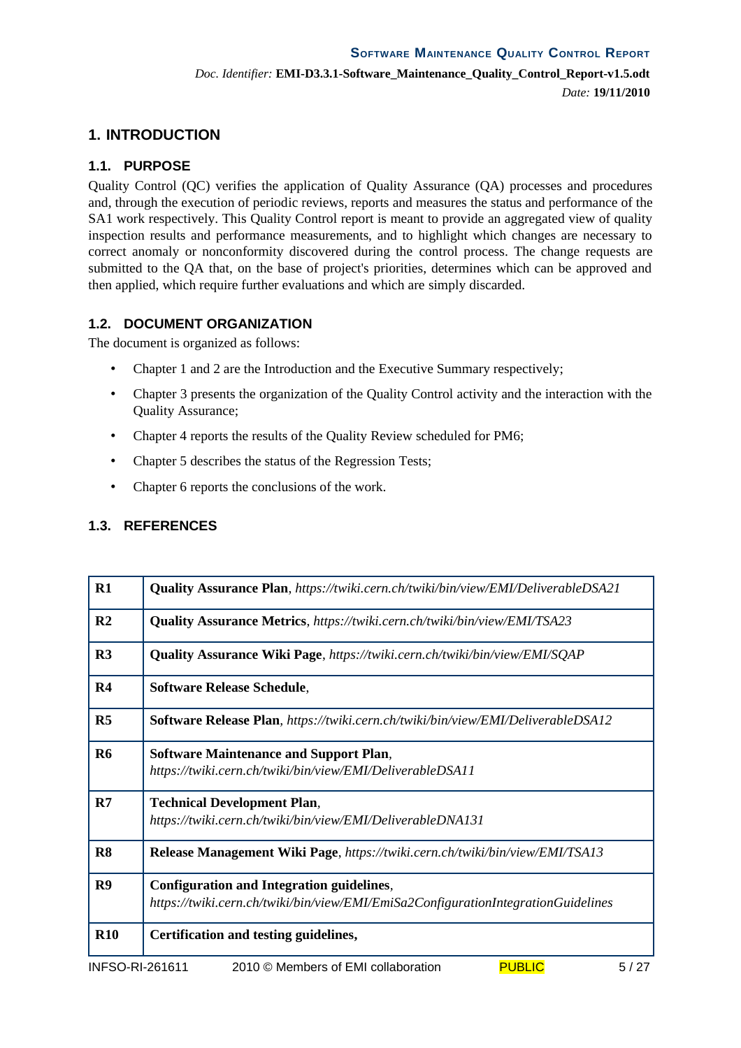# 1. INTRODUCTION

## 1.1. PURPOSE

Quality Control (QC) verifies the application of Quality Assurance (QA) processes and procedures and, through the execution of periodic reviews, reports and measures the status and performance of the SA1 work respectively. This Quality Control report is meant to provide an aggregated view of quality inspection results and performance measurements, and to highlight which changes are necessary to correct anomaly or nonconformity discovered during the control process. The change requests are submitted to the QA that, on the base of project's priorities, determines which can be approved and then applied, which require further evaluations and which are simply discarded.

## 1.2. DOCUMENT ORGANIZATION

The document is organized as follows:

- Chapter 1 and 2 are the Introduction and the Executive Summary respectively;
- Chapter 3 presents the organization of the Quality Control activity and the interaction with the Quality Assurance;
- Chapter 4 reports the results of the Quality Review scheduled for PM6;
- Chapter 5 describes the status of the Regression Tests;
- Chapter 6 reports the conclusions of the work.

## 1.3. REFERENCES

| | |
|---|---|
| **R1** | **Quality Assurance Plan**, *https://twiki.cern.ch/twiki/bin/view/EMI/DeliverableDSA21* |
| **R2** | **Quality Assurance Metrics**, *https://twiki.cern.ch/twiki/bin/view/EMI/TSA23* |
| **R3** | **Quality Assurance Wiki Page**, *https://twiki.cern.ch/twiki/bin/view/EMI/SQAP* |
| **R4** | **Software Release Schedule**, |
| **R5** | **Software Release Plan**, *https://twiki.cern.ch/twiki/bin/view/EMI/DeliverableDSA12* |
| **R6** | **Software Maintenance and Support Plan**, *https://twiki.cern.ch/twiki/bin/view/EMI/DeliverableDSA11* |
| **R7** | **Technical Development Plan**, *https://twiki.cern.ch/twiki/bin/view/EMI/DeliverableDNA131* |
| **R8** | **Release Management Wiki Page**, *https://twiki.cern.ch/twiki/bin/view/EMI/TSA13* |
| **R9** | **Configuration and Integration guidelines**, *https://twiki.cern.ch/twiki/bin/view/EMI/EmiSa2ConfigurationIntegrationGuidelines* |
| **R10** | **Certification and testing guidelines,** |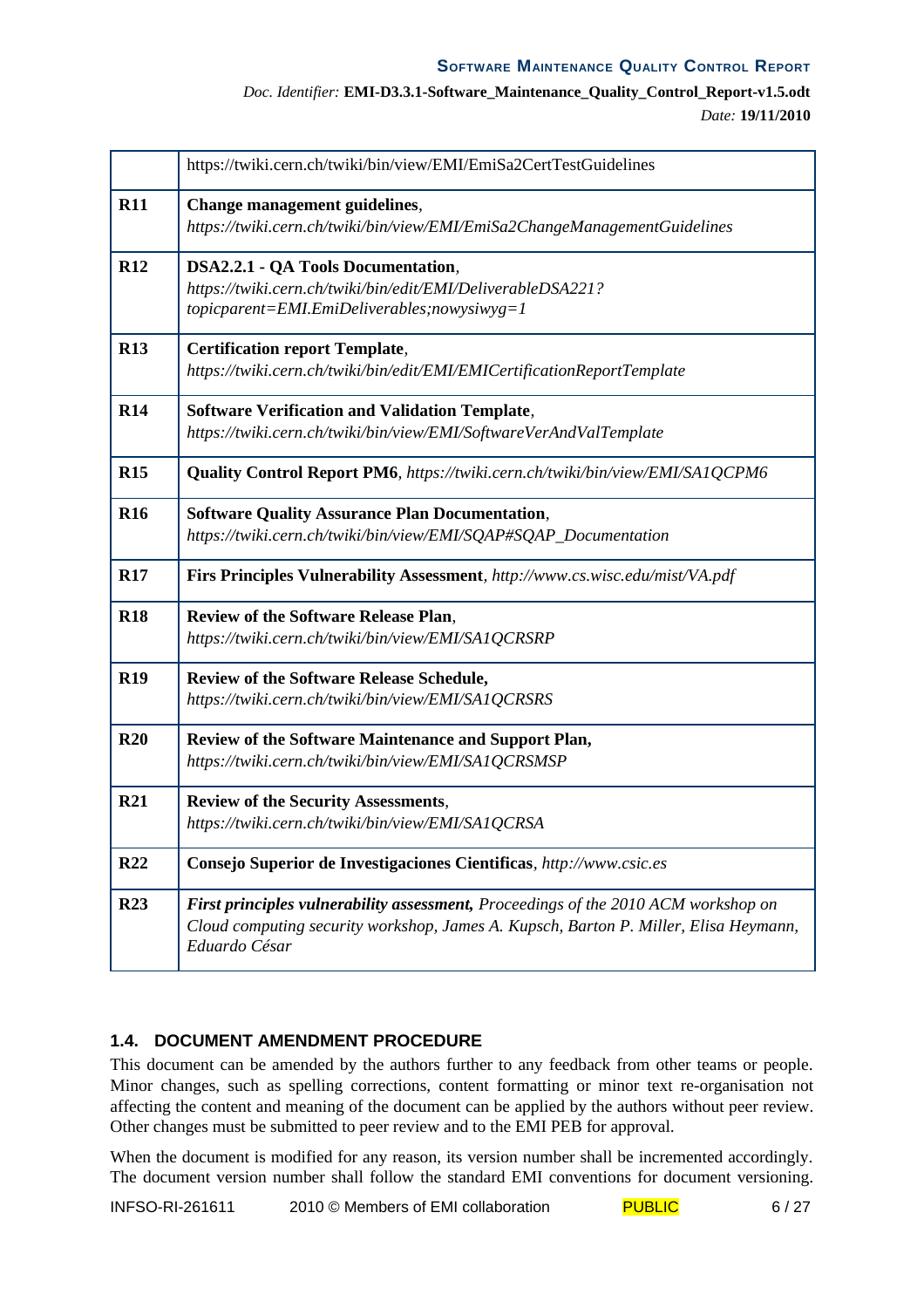| | |
|---|---|
| | https://twiki.cern.ch/twiki/bin/view/EMI/EmiSa2CertTestGuidelines |
| **R11** | **Change management guidelines**, *https://twiki.cern.ch/twiki/bin/view/EMI/EmiSa2ChangeManagementGuidelines* |
| **R12** | **DSA2.2.1 - QA Tools Documentation**, *https://twiki.cern.ch/twiki/bin/edit/EMI/DeliverableDSA221?topicparent=EMI.EmiDeliverables;nowysiwyg=1* |
| **R13** | **Certification report Template**, *https://twiki.cern.ch/twiki/bin/edit/EMI/EMICertificationReportTemplate* |
| **R14** | **Software Verification and Validation Template**, *https://twiki.cern.ch/twiki/bin/view/EMI/SoftwareVerAndValTemplate* |
| **R15** | **Quality Control Report PM6**, *https://twiki.cern.ch/twiki/bin/view/EMI/SA1QCPM6* |
| **R16** | **Software Quality Assurance Plan Documentation**, *https://twiki.cern.ch/twiki/bin/view/EMI/SQAP#SQAP_Documentation* |
| **R17** | **Firs Principles Vulnerability Assessment**, *http://www.cs.wisc.edu/mist/VA.pdf* |
| **R18** | **Review of the Software Release Plan**, *https://twiki.cern.ch/twiki/bin/view/EMI/SA1QCRSRP* |
| **R19** | **Review of the Software Release Schedule,** *https://twiki.cern.ch/twiki/bin/view/EMI/SA1QCRSRS* |
| **R20** | **Review of the Software Maintenance and Support Plan,** *https://twiki.cern.ch/twiki/bin/view/EMI/SA1QCRSMSP* |
| **R21** | **Review of the Security Assessments**, *https://twiki.cern.ch/twiki/bin/view/EMI/SA1QCRSA* |
| **R22** | **Consejo Superior de Investigaciones Cientificas**, *http://www.csic.es* |
| **R23** | ***First principles vulnerability assessment,*** *Proceedings of the 2010 ACM workshop on Cloud computing security workshop, James A. Kupsch, Barton P. Miller, Elisa Heymann, Eduardo César* |

### 1.4. DOCUMENT AMENDMENT PROCEDURE

This document can be amended by the authors further to any feedback from other teams or people. Minor changes, such as spelling corrections, content formatting or minor text re-organisation not affecting the content and meaning of the document can be applied by the authors without peer review. Other changes must be submitted to peer review and to the EMI PEB for approval.

When the document is modified for any reason, its version number shall be incremented accordingly. The document version number shall follow the standard EMI conventions for document versioning.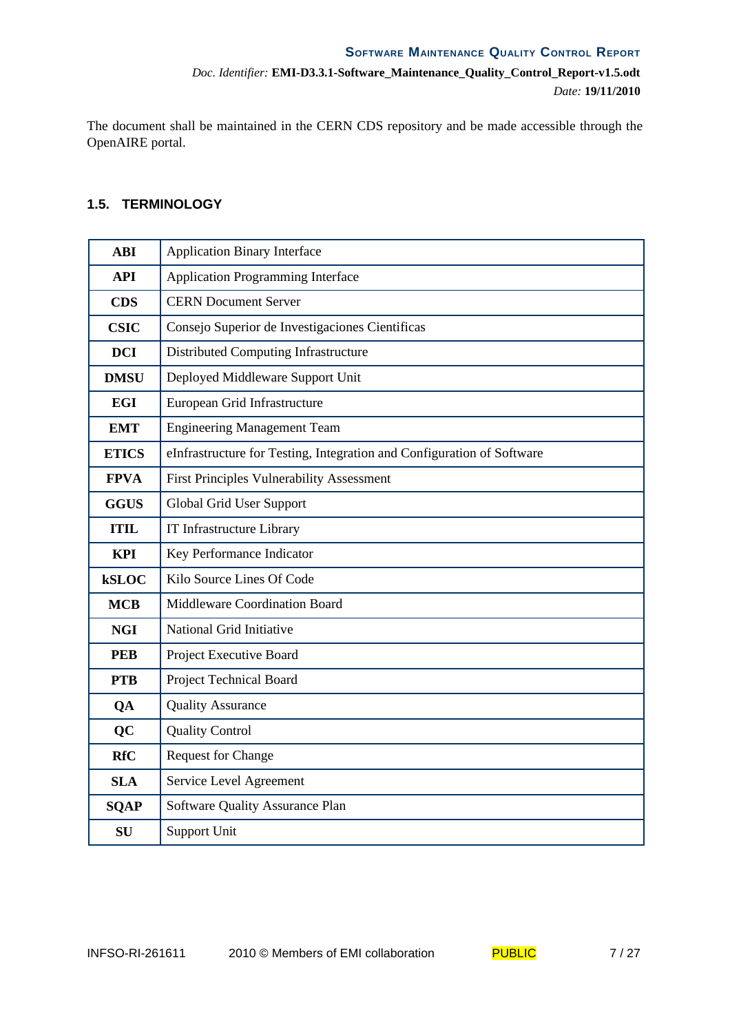The document shall be maintained in the CERN CDS repository and be made accessible through the OpenAIRE portal.

### 1.5. TERMINOLOGY

| | |
|---|---|
| **ABI** | Application Binary Interface |
| **API** | Application Programming Interface |
| **CDS** | CERN Document Server |
| **CSIC** | Consejo Superior de Investigaciones Cientificas |
| **DCI** | Distributed Computing Infrastructure |
| **DMSU** | Deployed Middleware Support Unit |
| **EGI** | European Grid Infrastructure |
| **EMT** | Engineering Management Team |
| **ETICS** | eInfrastructure for Testing, Integration and Configuration of Software |
| **FPVA** | First Principles Vulnerability Assessment |
| **GGUS** | Global Grid User Support |
| **ITIL** | IT Infrastructure Library |
| **KPI** | Key Performance Indicator |
| **kSLOC** | Kilo Source Lines Of Code |
| **MCB** | Middleware Coordination Board |
| **NGI** | National Grid Initiative |
| **PEB** | Project Executive Board |
| **PTB** | Project Technical Board |
| **QA** | Quality Assurance |
| **QC** | Quality Control |
| **RfC** | Request for Change |
| **SLA** | Service Level Agreement |
| **SQAP** | Software Quality Assurance Plan |
| **SU** | Support Unit |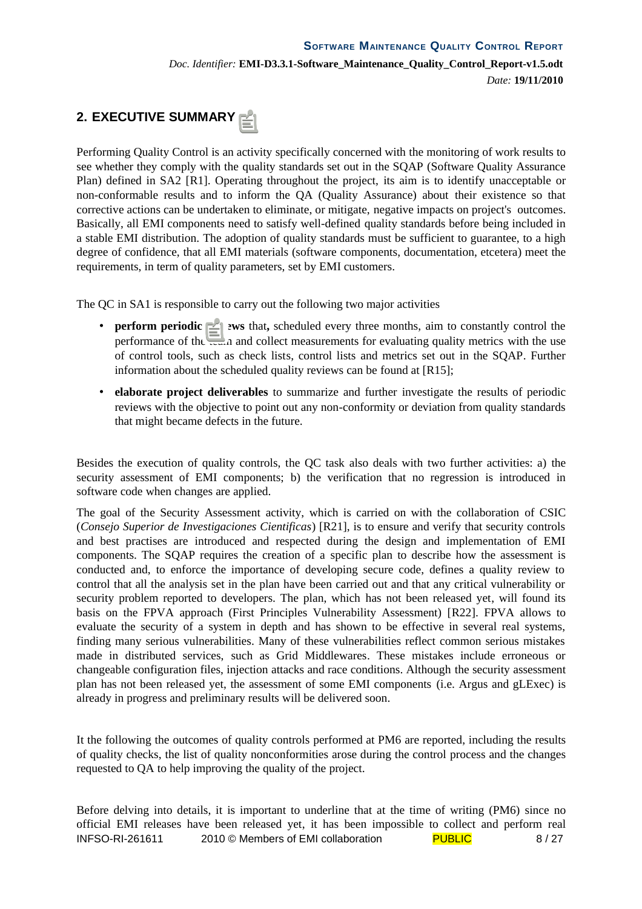## 2. EXECUTIVE SUMMARY

Performing Quality Control is an activity specifically concerned with the monitoring of work results to see whether they comply with the quality standards set out in the SQAP (Software Quality Assurance Plan) defined in SA2 [R1]. Operating throughout the project, its aim is to identify unacceptable or non-conformable results and to inform the QA (Quality Assurance) about their existence so that corrective actions can be undertaken to eliminate, or mitigate, negative impacts on project's outcomes. Basically, all EMI components need to satisfy well-defined quality standards before being included in a stable EMI distribution. The adoption of quality standards must be sufficient to guarantee, to a high degree of confidence, that all EMI materials (software components, documentation, etcetera) meet the requirements, in term of quality parameters, set by EMI customers.

The QC in SA1 is responsible to carry out the following two major activities

- **perform periodic reviews** that**,** scheduled every three months, aim to constantly control the performance of the team and collect measurements for evaluating quality metrics with the use of control tools, such as check lists, control lists and metrics set out in the SQAP. Further information about the scheduled quality reviews can be found at [R15];
- **elaborate project deliverables** to summarize and further investigate the results of periodic reviews with the objective to point out any non-conformity or deviation from quality standards that might became defects in the future.

Besides the execution of quality controls, the QC task also deals with two further activities: a) the security assessment of EMI components; b) the verification that no regression is introduced in software code when changes are applied.

The goal of the Security Assessment activity, which is carried on with the collaboration of CSIC (*Consejo Superior de Investigaciones Cientificas*) [R21], is to ensure and verify that security controls and best practises are introduced and respected during the design and implementation of EMI components. The SQAP requires the creation of a specific plan to describe how the assessment is conducted and, to enforce the importance of developing secure code, defines a quality review to control that all the analysis set in the plan have been carried out and that any critical vulnerability or security problem reported to developers. The plan, which has not been released yet, will found its basis on the FPVA approach (First Principles Vulnerability Assessment) [R22]. FPVA allows to evaluate the security of a system in depth and has shown to be effective in several real systems, finding many serious vulnerabilities. Many of these vulnerabilities reflect common serious mistakes made in distributed services, such as Grid Middlewares. These mistakes include erroneous or changeable configuration files, injection attacks and race conditions. Although the security assessment plan has not been released yet, the assessment of some EMI components (i.e. Argus and gLExec) is already in progress and preliminary results will be delivered soon.

It the following the outcomes of quality controls performed at PM6 are reported, including the results of quality checks, the list of quality nonconformities arose during the control process and the changes requested to QA to help improving the quality of the project.

Before delving into details, it is important to underline that at the time of writing (PM6) since no official EMI releases have been released yet, it has been impossible to collect and perform real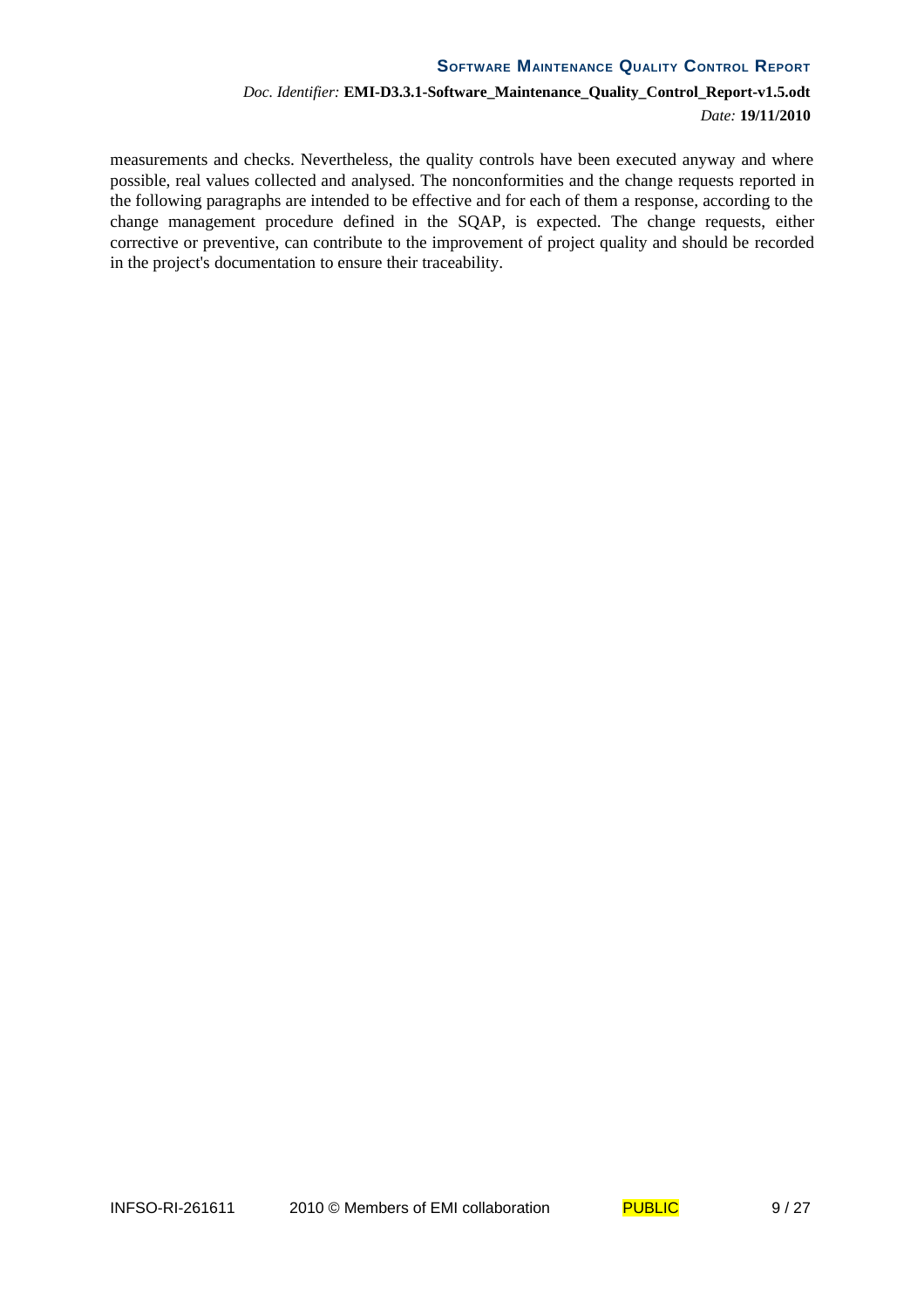measurements and checks. Nevertheless, the quality controls have been executed anyway and where possible, real values collected and analysed. The nonconformities and the change requests reported in the following paragraphs are intended to be effective and for each of them a response, according to the change management procedure defined in the SQAP, is expected. The change requests, either corrective or preventive, can contribute to the improvement of project quality and should be recorded in the project's documentation to ensure their traceability.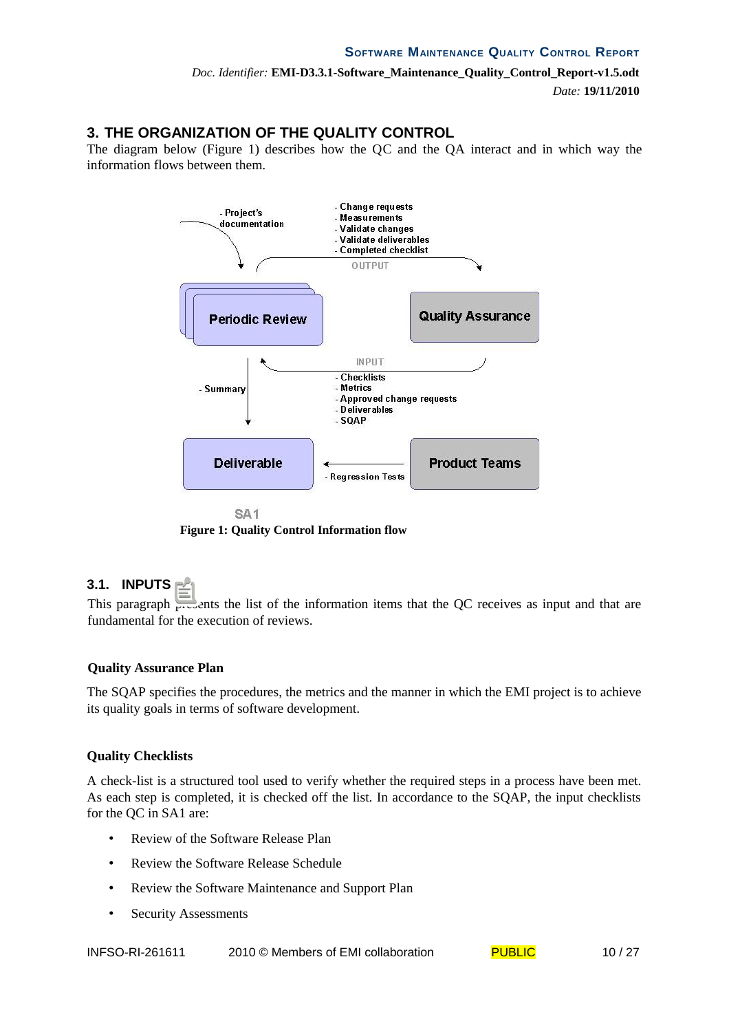# 3. THE ORGANIZATION OF THE QUALITY CONTROL

The diagram below (Figure 1) describes how the QC and the QA interact and in which way the information flows between them.

**Figure 1: Quality Control Information flow**

## 3.1. INPUTS

This paragraph presents the list of the information items that the QC receives as input and that are fundamental for the execution of reviews.

**Quality Assurance Plan**

The SQAP specifies the procedures, the metrics and the manner in which the EMI project is to achieve its quality goals in terms of software development.

**Quality Checklists**

A check-list is a structured tool used to verify whether the required steps in a process have been met. As each step is completed, it is checked off the list. In accordance to the SQAP, the input checklists for the QC in SA1 are:

- Review of the Software Release Plan
- Review the Software Release Schedule
- Review the Software Maintenance and Support Plan
- Security Assessments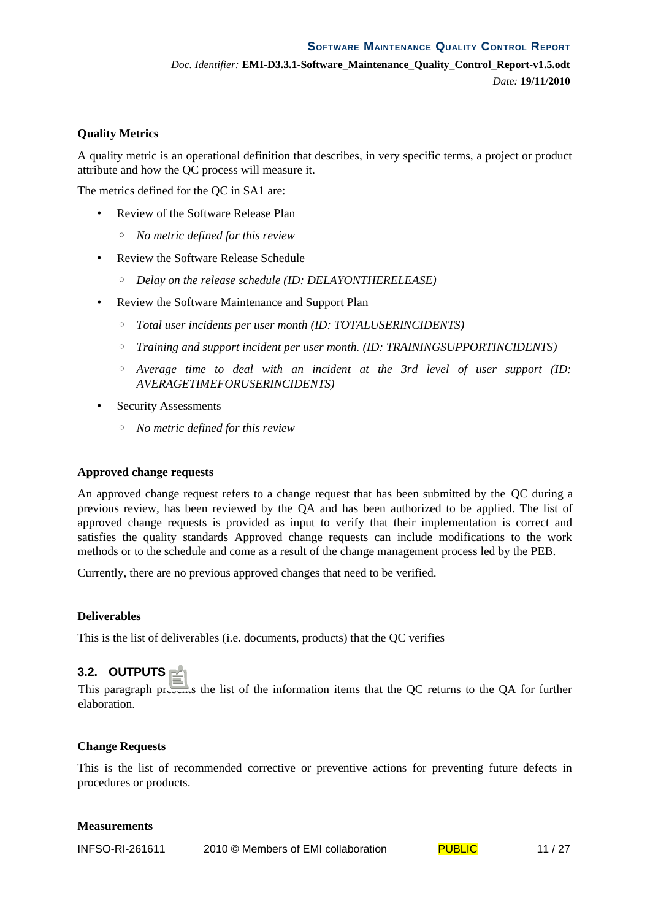**Quality Metrics**

A quality metric is an operational definition that describes, in very specific terms, a project or product attribute and how the QC process will measure it.

The metrics defined for the QC in SA1 are:

- Review of the Software Release Plan
  - *No metric defined for this review*
- Review the Software Release Schedule
  - *Delay on the release schedule (ID: DELAYONTHERELEASE)*
- Review the Software Maintenance and Support Plan
  - *Total user incidents per user month (ID: TOTALUSERINCIDENTS)*
  - *Training and support incident per user month. (ID: TRAININGSUPPORTINCIDENTS)*
  - *Average time to deal with an incident at the 3rd level of user support (ID: AVERAGETIMEFORUSERINCIDENTS)*
- Security Assessments
  - *No metric defined for this review*

**Approved change requests**

An approved change request refers to a change request that has been submitted by the QC during a previous review, has been reviewed by the QA and has been authorized to be applied. The list of approved change requests is provided as input to verify that their implementation is correct and satisfies the quality standards Approved change requests can include modifications to the work methods or to the schedule and come as a result of the change management process led by the PEB.

Currently, there are no previous approved changes that need to be verified.

**Deliverables**

This is the list of deliverables (i.e. documents, products) that the QC verifies

## 3.2. OUTPUTS

This paragraph presents the list of the information items that the QC returns to the QA for further elaboration.

**Change Requests**

This is the list of recommended corrective or preventive actions for preventing future defects in procedures or products.

**Measurements**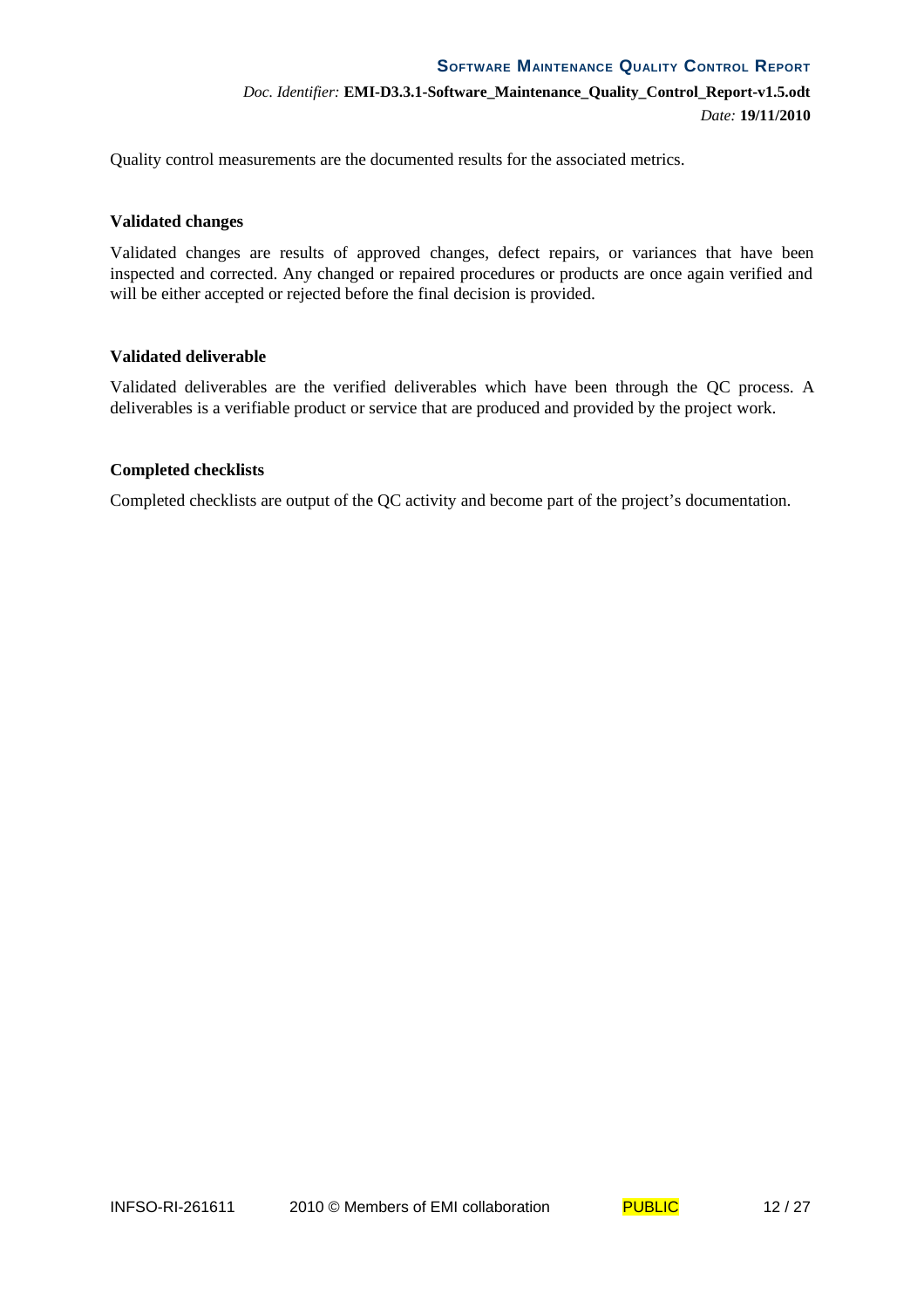Quality control measurements are the documented results for the associated metrics.

**Validated changes**

Validated changes are results of approved changes, defect repairs, or variances that have been inspected and corrected. Any changed or repaired procedures or products are once again verified and will be either accepted or rejected before the final decision is provided.

**Validated deliverable**

Validated deliverables are the verified deliverables which have been through the QC process. A deliverables is a verifiable product or service that are produced and provided by the project work.

**Completed checklists**

Completed checklists are output of the QC activity and become part of the project's documentation.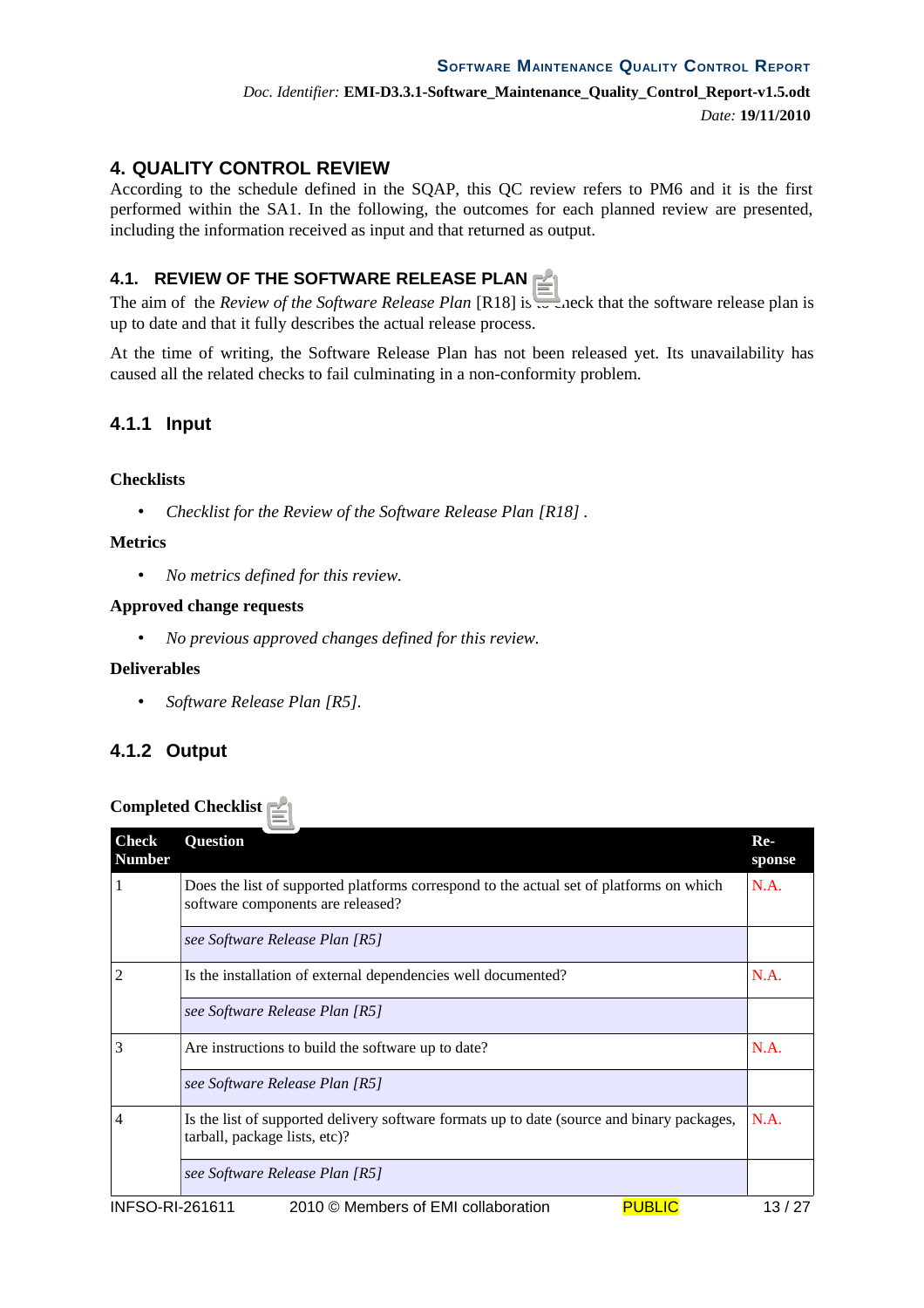## 4. QUALITY CONTROL REVIEW

According to the schedule defined in the SQAP, this QC review refers to PM6 and it is the first performed within the SA1. In the following, the outcomes for each planned review are presented, including the information received as input and that returned as output.

### 4.1. REVIEW OF THE SOFTWARE RELEASE PLAN

The aim of the *Review of the Software Release Plan* [R18] is to check that the software release plan is up to date and that it fully describes the actual release process.

At the time of writing, the Software Release Plan has not been released yet. Its unavailability has caused all the related checks to fail culminating in a non-conformity problem.

#### 4.1.1 Input

**Checklists**

- *Checklist for the Review of the Software Release Plan [R18]* .

**Metrics**

- *No metrics defined for this review.*

**Approved change requests**

- *No previous approved changes defined for this review.*

**Deliverables**

- *Software Release Plan [R5].*

#### 4.1.2 Output

**Completed Checklist**

| Check Number | Question | Response |
|---|---|---|
| 1 | Does the list of supported platforms correspond to the actual set of platforms on which software components are released? | N.A. |
| | *see Software Release Plan [R5]* | |
| 2 | Is the installation of external dependencies well documented? | N.A. |
| | *see Software Release Plan [R5]* | |
| 3 | Are instructions to build the software up to date? | N.A. |
| | *see Software Release Plan [R5]* | |
| 4 | Is the list of supported delivery software formats up to date (source and binary packages, tarball, package lists, etc)? | N.A. |
| | *see Software Release Plan [R5]* | |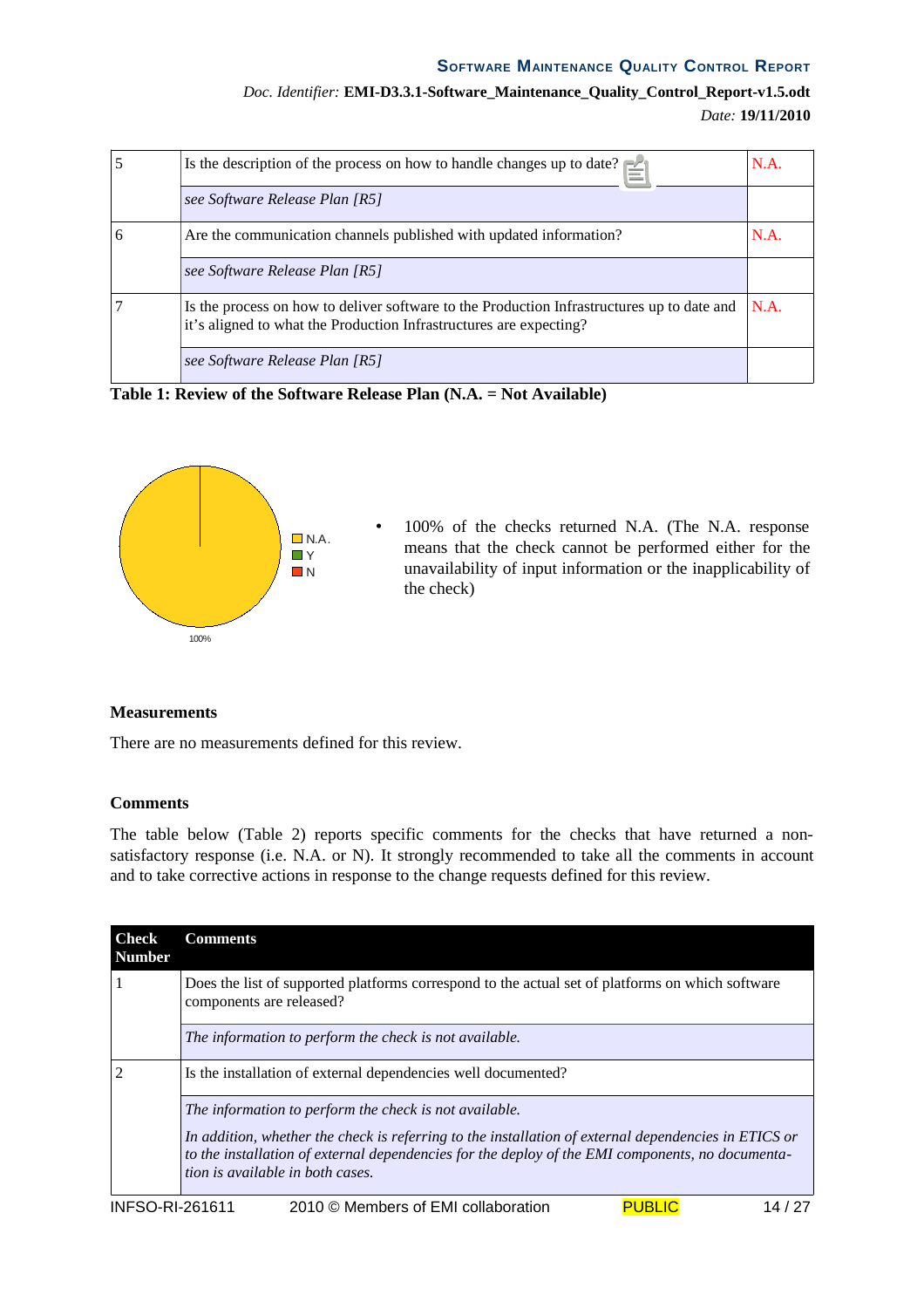| | | |
|---|---|---|
| 5 | Is the description of the process on how to handle changes up to date? | N.A. |
| | *see Software Release Plan [R5]* | |
| 6 | Are the communication channels published with updated information? | N.A. |
| | *see Software Release Plan [R5]* | |
| 7 | Is the process on how to deliver software to the Production Infrastructures up to date and it's aligned to what the Production Infrastructures are expecting? | N.A. |
| | *see Software Release Plan [R5]* | |

**Table 1: Review of the Software Release Plan (N.A. = Not Available)**

N.A.
Y
N

100%

- 100% of the checks returned N.A. (The N.A. response means that the check cannot be performed either for the unavailability of input information or the inapplicability of the check)

**Measurements**

There are no measurements defined for this review.

**Comments**

The table below (Table 2) reports specific comments for the checks that have returned a non-satisfactory response (i.e. N.A. or N). It strongly recommended to take all the comments in account and to take corrective actions in response to the change requests defined for this review.

| Check Number | Comments |
|---|---|
| 1 | Does the list of supported platforms correspond to the actual set of platforms on which software components are released? |
| | *The information to perform the check is not available.* |
| 2 | Is the installation of external dependencies well documented? |
| | *The information to perform the check is not available.* *In addition, whether the check is referring to the installation of external dependencies in ETICS or to the installation of external dependencies for the deploy of the EMI components, no documentation is available in both cases.* |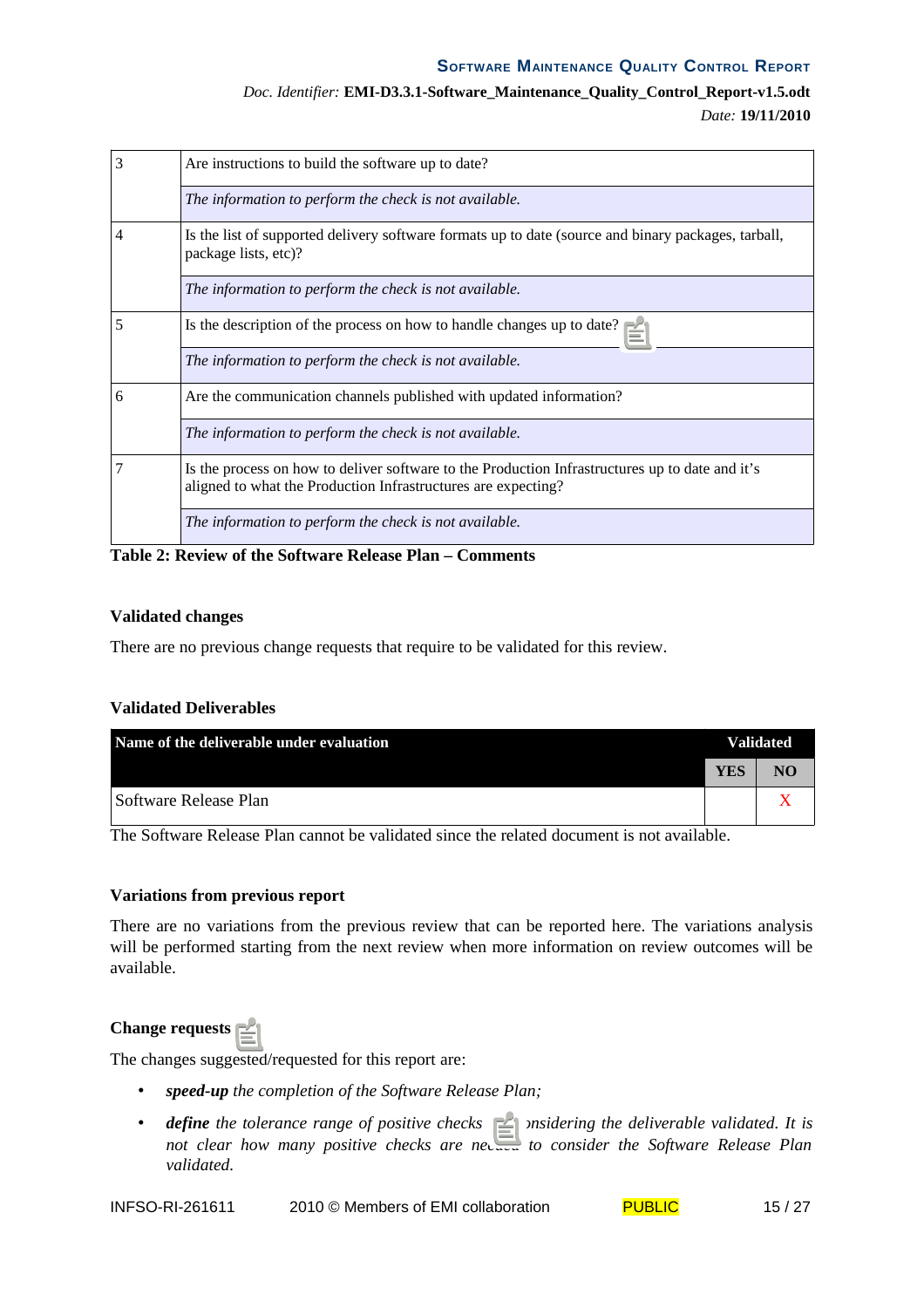| | |
|---|---|
| 3 | Are instructions to build the software up to date? |
| | *The information to perform the check is not available.* |
| 4 | Is the list of supported delivery software formats up to date (source and binary packages, tarball, package lists, etc)? |
| | *The information to perform the check is not available.* |
| 5 | Is the description of the process on how to handle changes up to date? |
| | *The information to perform the check is not available.* |
| 6 | Are the communication channels published with updated information? |
| | *The information to perform the check is not available.* |
| 7 | Is the process on how to deliver software to the Production Infrastructures up to date and it's aligned to what the Production Infrastructures are expecting? |
| | *The information to perform the check is not available.* |

**Table 2: Review of the Software Release Plan – Comments**

**Validated changes**

There are no previous change requests that require to be validated for this review.

**Validated Deliverables**

| Name of the deliverable under evaluation | Validated | |
|---|---|---|
| | YES | NO |
| Software Release Plan | | X |

The Software Release Plan cannot be validated since the related document is not available.

**Variations from previous report**

There are no variations from the previous review that can be reported here. The variations analysis will be performed starting from the next review when more information on review outcomes will be available.

**Change requests**

The changes suggested/requested for this report are:

- ***speed-up*** *the completion of the Software Release Plan;*
- ***define*** *the tolerance range of positive checks considering the deliverable validated. It is not clear how many positive checks are needed to consider the Software Release Plan validated.*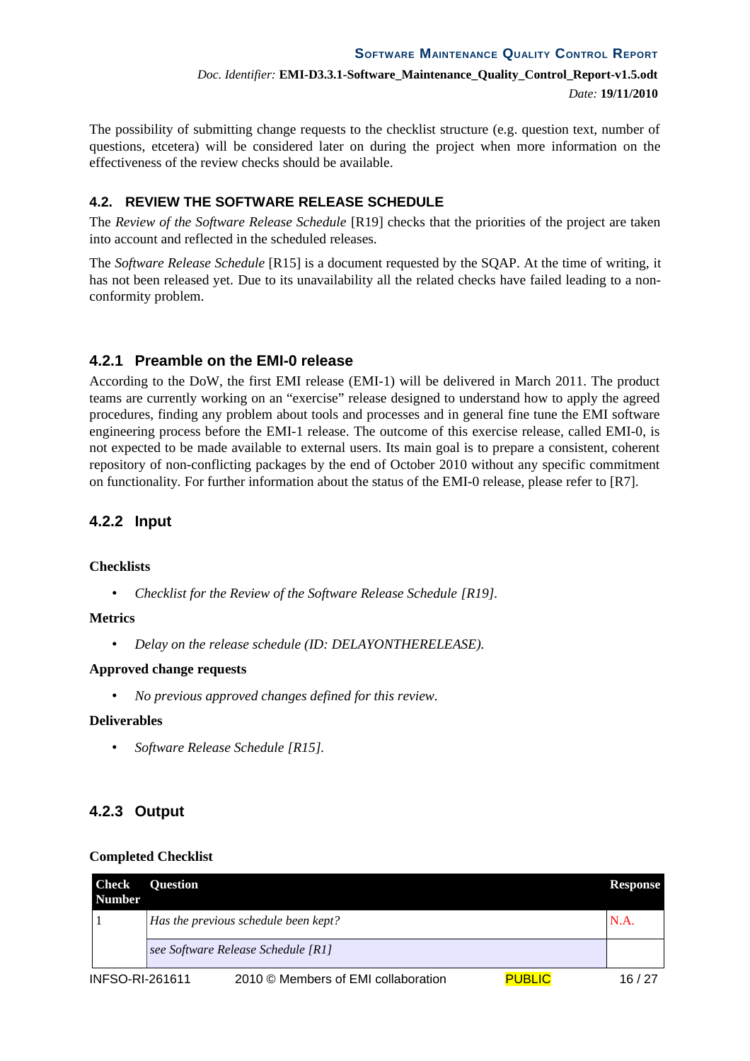The possibility of submitting change requests to the checklist structure (e.g. question text, number of questions, etcetera) will be considered later on during the project when more information on the effectiveness of the review checks should be available.

## 4.2. REVIEW THE SOFTWARE RELEASE SCHEDULE

The *Review of the Software Release Schedule* [R19] checks that the priorities of the project are taken into account and reflected in the scheduled releases.

The *Software Release Schedule* [R15] is a document requested by the SQAP. At the time of writing, it has not been released yet. Due to its unavailability all the related checks have failed leading to a non-conformity problem.

### 4.2.1 Preamble on the EMI-0 release

According to the DoW, the first EMI release (EMI-1) will be delivered in March 2011. The product teams are currently working on an "exercise" release designed to understand how to apply the agreed procedures, finding any problem about tools and processes and in general fine tune the EMI software engineering process before the EMI-1 release. The outcome of this exercise release, called EMI-0, is not expected to be made available to external users. Its main goal is to prepare a consistent, coherent repository of non-conflicting packages by the end of October 2010 without any specific commitment on functionality. For further information about the status of the EMI-0 release, please refer to [R7].

### 4.2.2 Input

**Checklists**

- *Checklist for the Review of the Software Release Schedule [R19].*

**Metrics**

- *Delay on the release schedule (ID: DELAYONTHERELEASE).*

**Approved change requests**

- *No previous approved changes defined for this review.*

**Deliverables**

- *Software Release Schedule [R15].*

### 4.2.3 Output

**Completed Checklist**

| Check Number | Question | Response |
|---|---|---|
| 1 | *Has the previous schedule been kept?* | N.A. |
| | *see Software Release Schedule [R1]* | |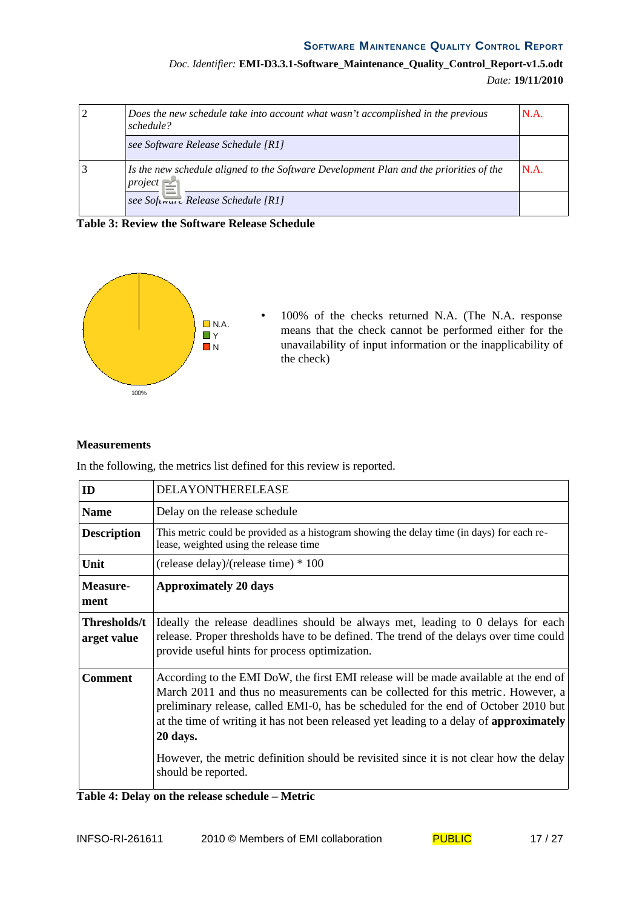| 2 | *Does the new schedule take into account what wasn't accomplished in the previous schedule?* | N.A. |
|---|---|---|
| | *see Software Release Schedule [R1]* | |
| 3 | *Is the new schedule aligned to the Software Development Plan and the priorities of the project* | N.A. |
| | *see Software Release Schedule [R1]* | |

**Table 3: Review the Software Release Schedule**

N.A.
Y
N

100%

- 100% of the checks returned N.A. (The N.A. response means that the check cannot be performed either for the unavailability of input information or the inapplicability of the check)

**Measurements**

In the following, the metrics list defined for this review is reported.

| **ID** | DELAYONTHERELEASE |
|---|---|
| **Name** | Delay on the release schedule |
| **Description** | This metric could be provided as a histogram showing the delay time (in days) for each release, weighted using the release time |
| **Unit** | (release delay)/(release time) * 100 |
| **Measurement** | **Approximately 20 days** |
| **Thresholds/target value** | Ideally the release deadlines should be always met, leading to 0 delays for each release. Proper thresholds have to be defined. The trend of the delays over time could provide useful hints for process optimization. |
| **Comment** | According to the EMI DoW, the first EMI release will be made available at the end of March 2011 and thus no measurements can be collected for this metric. However, a preliminary release, called EMI-0, has be scheduled for the end of October 2010 but at the time of writing it has not been released yet leading to a delay of **approximately 20 days.** However, the metric definition should be revisited since it is not clear how the delay should be reported. |

**Table 4: Delay on the release schedule – Metric**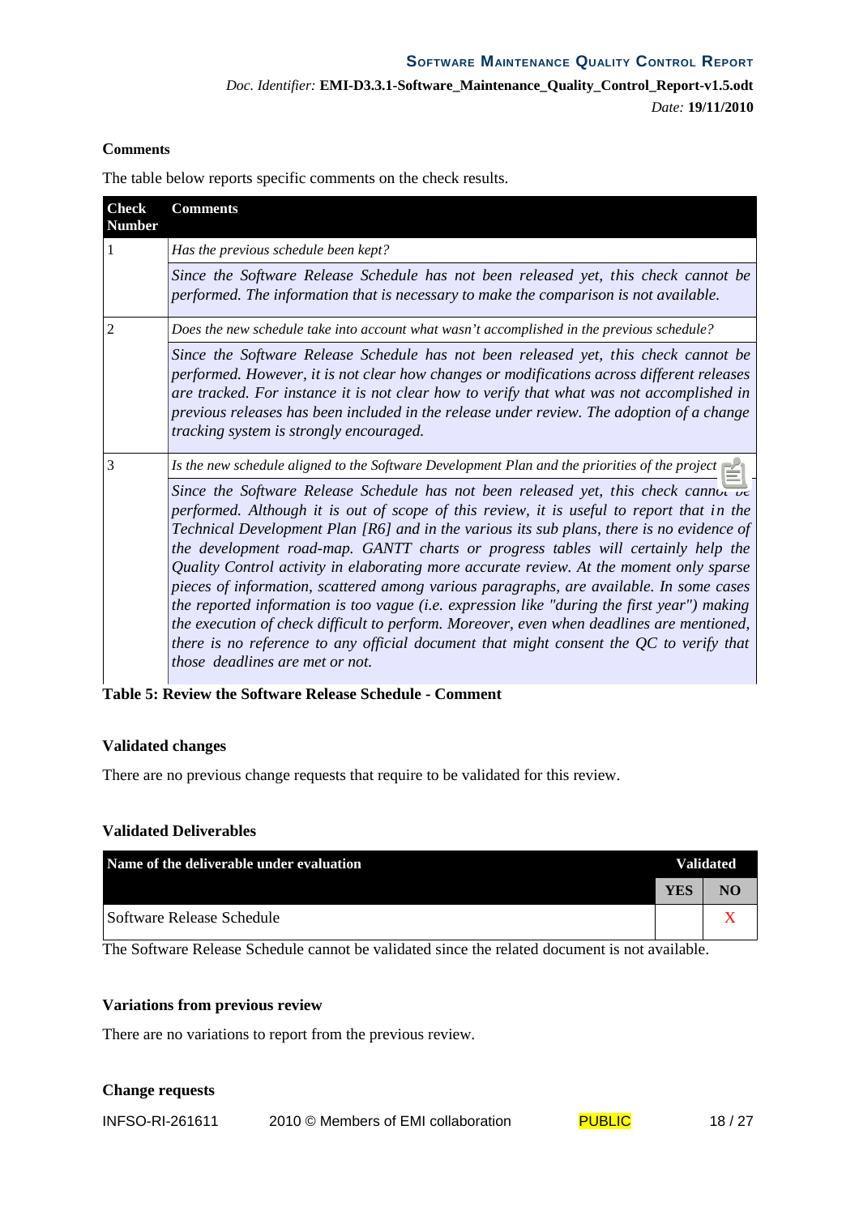**Comments**

The table below reports specific comments on the check results.

| Check Number | Comments |
|---|---|
| 1 | *Has the previous schedule been kept?* |
| | *Since the Software Release Schedule has not been released yet, this check cannot be performed. The information that is necessary to make the comparison is not available.* |
| 2 | *Does the new schedule take into account what wasn't accomplished in the previous schedule?* |
| | *Since the Software Release Schedule has not been released yet, this check cannot be performed. However, it is not clear how changes or modifications across different releases are tracked. For instance it is not clear how to verify that what was not accomplished in previous releases has been included in the release under review. The adoption of a change tracking system is strongly encouraged.* |
| 3 | *Is the new schedule aligned to the Software Development Plan and the priorities of the project* |
| | *Since the Software Release Schedule has not been released yet, this check cannot be performed. Although it is out of scope of this review, it is useful to report that in the Technical Development Plan [R6] and in the various its sub plans, there is no evidence of the development road-map. GANTT charts or progress tables will certainly help the Quality Control activity in elaborating more accurate review. At the moment only sparse pieces of information, scattered among various paragraphs, are available. In some cases the reported information is too vague (i.e. expression like "during the first year") making the execution of check difficult to perform. Moreover, even when deadlines are mentioned, there is no reference to any official document that might consent the QC to verify that those deadlines are met or not.* |

**Table 5: Review the Software Release Schedule - Comment**

**Validated changes**

There are no previous change requests that require to be validated for this review.

**Validated Deliverables**

| Name of the deliverable under evaluation | Validated | |
|---|---|---|
| | YES | NO |
| Software Release Schedule | | X |

The Software Release Schedule cannot be validated since the related document is not available.

**Variations from previous review**

There are no variations to report from the previous review.

**Change requests**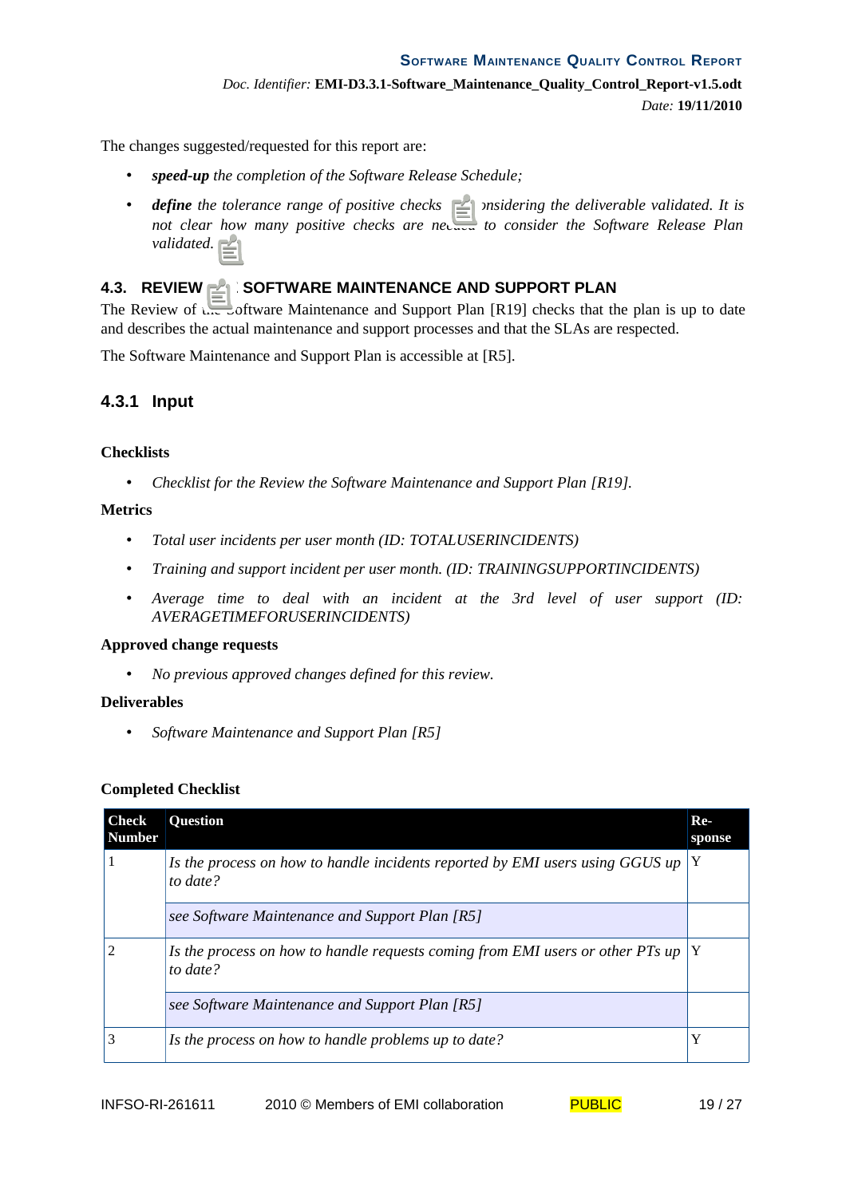The changes suggested/requested for this report are:

- ***speed-up*** *the completion of the Software Release Schedule;*
- ***define*** *the tolerance range of positive checks considering the deliverable validated. It is not clear how many positive checks are needed to consider the Software Release Plan validated.*

## 4.3. REVIEW OF THE SOFTWARE MAINTENANCE AND SUPPORT PLAN

The Review of the Software Maintenance and Support Plan [R19] checks that the plan is up to date and describes the actual maintenance and support processes and that the SLAs are respected.

The Software Maintenance and Support Plan is accessible at [R5].

### 4.3.1 Input

**Checklists**

- *Checklist for the Review the Software Maintenance and Support Plan [R19].*

**Metrics**

- *Total user incidents per user month (ID: TOTALUSERINCIDENTS)*
- *Training and support incident per user month. (ID: TRAININGSUPPORTINCIDENTS)*
- *Average time to deal with an incident at the 3rd level of user support (ID: AVERAGETIMEFORUSERINCIDENTS)*

**Approved change requests**

- *No previous approved changes defined for this review.*

**Deliverables**

- *Software Maintenance and Support Plan [R5]*

**Completed Checklist**

| Check Number | Question | Response |
|---|---|---|
| 1 | *Is the process on how to handle incidents reported by EMI users using GGUS up to date?* | Y |
| | *see Software Maintenance and Support Plan [R5]* | |
| 2 | *Is the process on how to handle requests coming from EMI users or other PTs up to date?* | Y |
| | *see Software Maintenance and Support Plan [R5]* | |
| 3 | *Is the process on how to handle problems up to date?* | Y |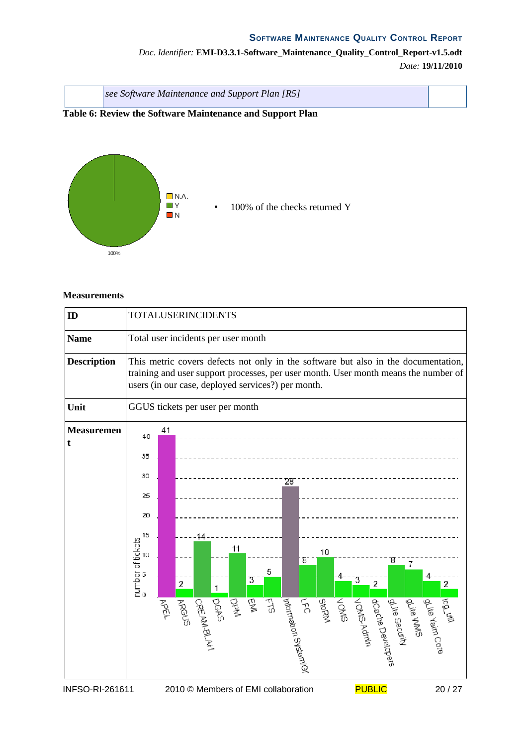| | *see Software Maintenance and Support Plan [R5]* | |
|---|---|---|

**Table 6: Review the Software Maintenance and Support Plan**

- 100% of the checks returned Y

**Measurements**

| ID | TOTALUSERINCIDENTS |
|---|---|
| **Name** | Total user incidents per user month |
| **Description** | This metric covers defects not only in the software but also in the documentation, training and user support processes, per user month. User month means the number of users (in our case, deployed services?) per month. |
| **Unit** | GGUS tickets per user per month |
| **Measurement** | |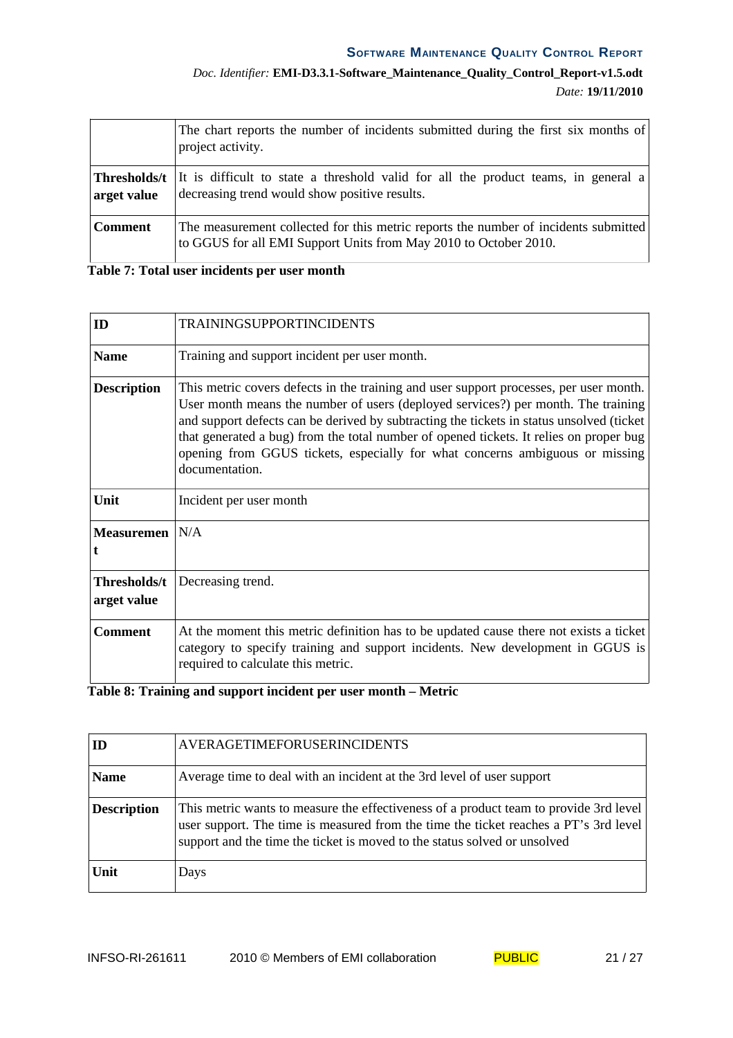| | |
|---|---|
| | The chart reports the number of incidents submitted during the first six months of project activity. |
| **Thresholds/target value** | It is difficult to state a threshold valid for all the product teams, in general a decreasing trend would show positive results. |
| **Comment** | The measurement collected for this metric reports the number of incidents submitted to GGUS for all EMI Support Units from May 2010 to October 2010. |

**Table 7: Total user incidents per user month**

| **ID** | TRAININGSUPPORTINCIDENTS |
|---|---|
| **Name** | Training and support incident per user month. |
| **Description** | This metric covers defects in the training and user support processes, per user month. User month means the number of users (deployed services?) per month. The training and support defects can be derived by subtracting the tickets in status unsolved (ticket that generated a bug) from the total number of opened tickets. It relies on proper bug opening from GGUS tickets, especially for what concerns ambiguous or missing documentation. |
| **Unit** | Incident per user month |
| **Measurement** | N/A |
| **Thresholds/target value** | Decreasing trend. |
| **Comment** | At the moment this metric definition has to be updated cause there not exists a ticket category to specify training and support incidents. New development in GGUS is required to calculate this metric. |

**Table 8: Training and support incident per user month – Metric**

| **ID** | AVERAGETIMEFORUSERINCIDENTS |
|---|---|
| **Name** | Average time to deal with an incident at the 3rd level of user support |
| **Description** | This metric wants to measure the effectiveness of a product team to provide 3rd level user support. The time is measured from the time the ticket reaches a PT's 3rd level support and the time the ticket is moved to the status solved or unsolved |
| **Unit** | Days |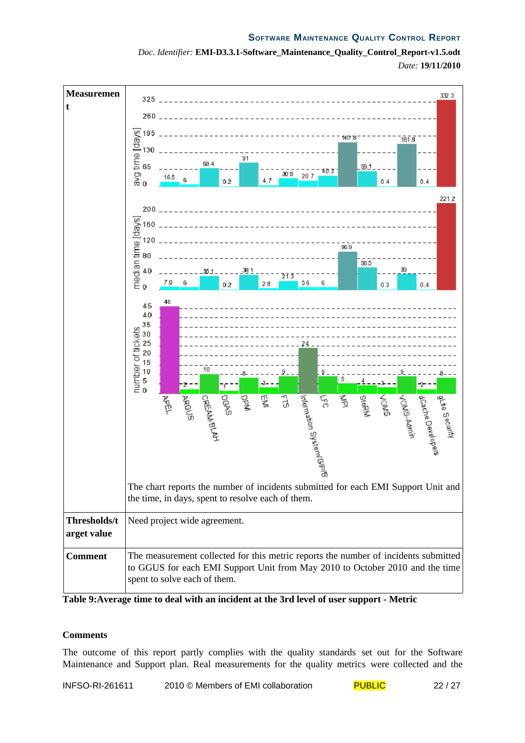| Measurement | The chart reports the number of incidents submitted for each EMI Support Unit and the time, in days, spent to resolve each of them. |
|---|---|
| Thresholds/target value | Need project wide agreement. |
| Comment | The measurement collected for this metric reports the number of incidents submitted to GGUS for each EMI Support Unit from May 2010 to October 2010 and the time spent to solve each of them. |

**Table 9:Average time to deal with an incident at the 3rd level of user support - Metric**

### Comments

The outcome of this report partly complies with the quality standards set out for the Software Maintenance and Support plan. Real measurements for the quality metrics were collected and the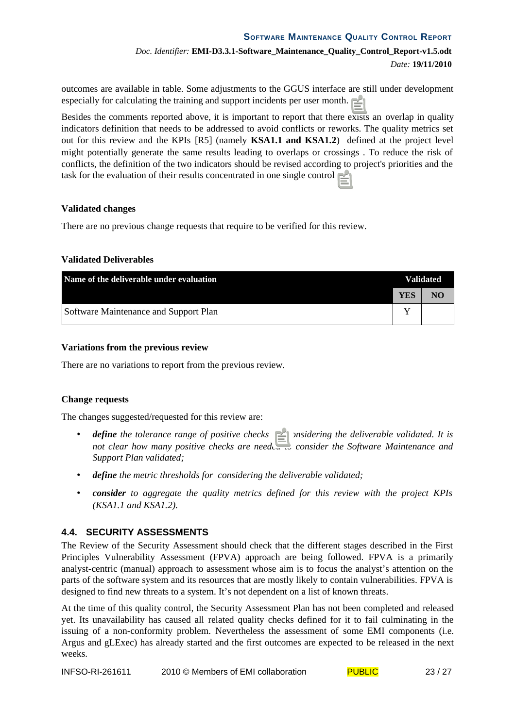outcomes are available in table. Some adjustments to the GGUS interface are still under development especially for calculating the training and support incidents per user month.

Besides the comments reported above, it is important to report that there exists an overlap in quality indicators definition that needs to be addressed to avoid conflicts or reworks. The quality metrics set out for this review and the KPIs [R5] (namely **KSA1.1 and KSA1.2**) defined at the project level might potentially generate the same results leading to overlaps or crossings . To reduce the risk of conflicts, the definition of the two indicators should be revised according to project's priorities and the task for the evaluation of their results concentrated in one single control

**Validated changes**

There are no previous change requests that require to be verified for this review.

**Validated Deliverables**

| Name of the deliverable under evaluation | Validated | |
|---|---|---|
| | YES | NO |
| Software Maintenance and Support Plan | Y | |

**Variations from the previous review**

There are no variations to report from the previous review.

**Change requests**

The changes suggested/requested for this review are:

- ***define*** *the tolerance range of positive checks considering the deliverable validated. It is not clear how many positive checks are needed to consider the Software Maintenance and Support Plan validated;*
- ***define*** *the metric thresholds for considering the deliverable validated;*
- ***consider*** *to aggregate the quality metrics defined for this review with the project KPIs (KSA1.1 and KSA1.2).*

## 4.4. SECURITY ASSESSMENTS

The Review of the Security Assessment should check that the different stages described in the First Principles Vulnerability Assessment (FPVA) approach are being followed. FPVA is a primarily analyst-centric (manual) approach to assessment whose aim is to focus the analyst's attention on the parts of the software system and its resources that are mostly likely to contain vulnerabilities. FPVA is designed to find new threats to a system. It's not dependent on a list of known threats.

At the time of this quality control, the Security Assessment Plan has not been completed and released yet. Its unavailability has caused all related quality checks defined for it to fail culminating in the issuing of a non-conformity problem. Nevertheless the assessment of some EMI components (i.e. Argus and gLExec) has already started and the first outcomes are expected to be released in the next weeks.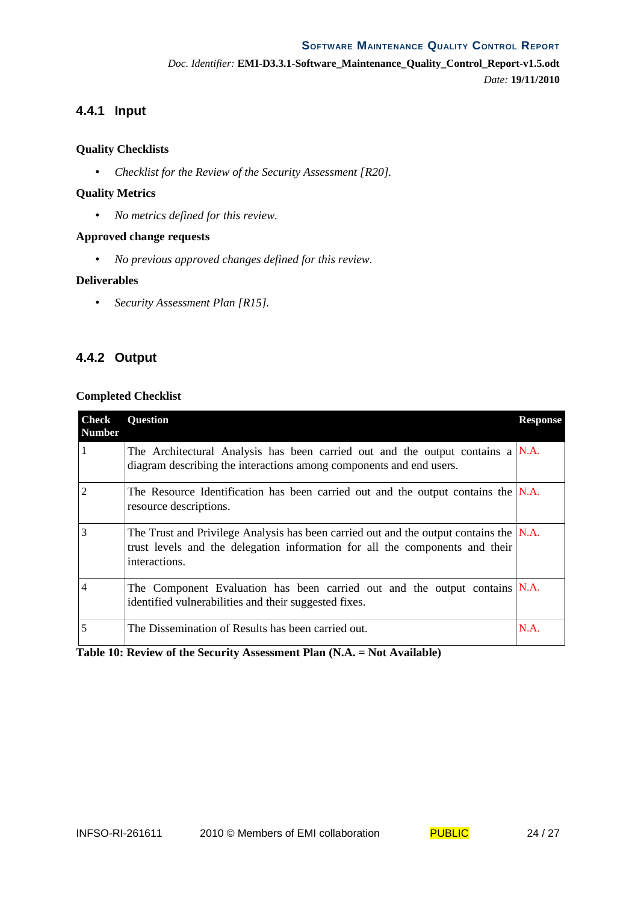### 4.4.1 Input

**Quality Checklists**

- *Checklist for the Review of the Security Assessment [R20].*

**Quality Metrics**

- *No metrics defined for this review.*

**Approved change requests**

- *No previous approved changes defined for this review.*

**Deliverables**

- *Security Assessment Plan [R15].*

### 4.4.2 Output

**Completed Checklist**

| Check Number | Question | Response |
|---|---|---|
| 1 | The Architectural Analysis has been carried out and the output contains a diagram describing the interactions among components and end users. | N.A. |
| 2 | The Resource Identification has been carried out and the output contains the resource descriptions. | N.A. |
| 3 | The Trust and Privilege Analysis has been carried out and the output contains the trust levels and the delegation information for all the components and their interactions. | N.A. |
| 4 | The Component Evaluation has been carried out and the output contains identified vulnerabilities and their suggested fixes. | N.A. |
| 5 | The Dissemination of Results has been carried out. | N.A. |

**Table 10: Review of the Security Assessment Plan (N.A. = Not Available)**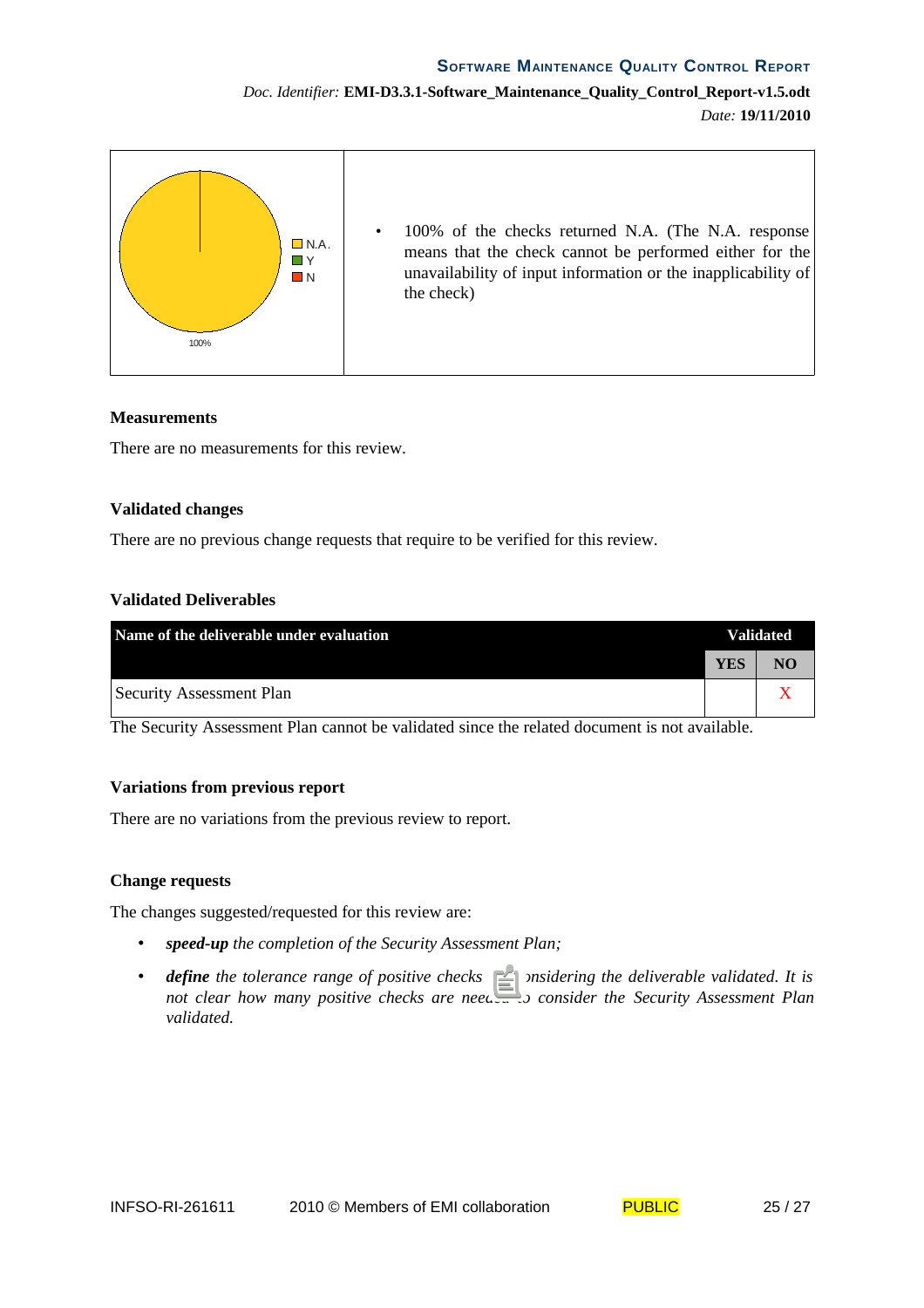| | |
|---|---|
| N.A.<br>Y<br>N<br>100% | • 100% of the checks returned N.A. (The N.A. response means that the check cannot be performed either for the unavailability of input information or the inapplicability of the check) |

**Measurements**

There are no measurements for this review.

**Validated changes**

There are no previous change requests that require to be verified for this review.

**Validated Deliverables**

| Name of the deliverable under evaluation | Validated | |
|---|---|---|
| | YES | NO |
| Security Assessment Plan | | X |

The Security Assessment Plan cannot be validated since the related document is not available.

**Variations from previous report**

There are no variations from the previous review to report.

**Change requests**

The changes suggested/requested for this review are:

- ***speed-up*** *the completion of the Security Assessment Plan;*
- ***define*** *the tolerance range of positive checks considering the deliverable validated. It is not clear how many positive checks are needed to consider the Security Assessment Plan validated.*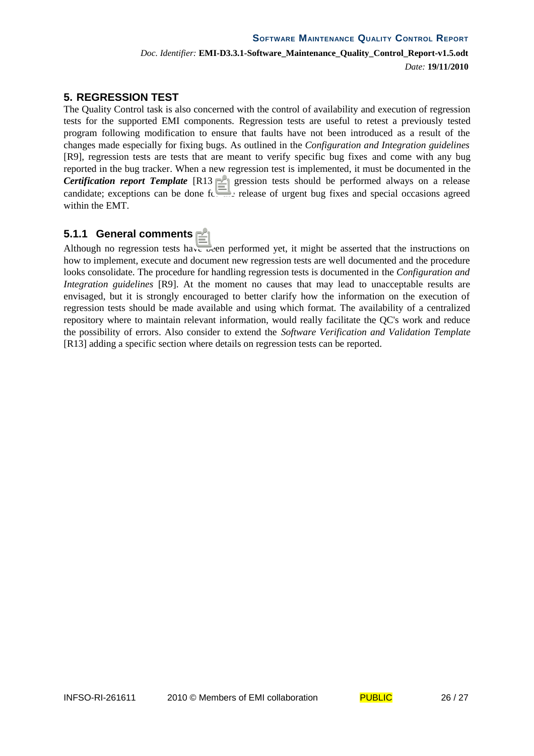# 5. REGRESSION TEST

The Quality Control task is also concerned with the control of availability and execution of regression tests for the supported EMI components. Regression tests are useful to retest a previously tested program following modification to ensure that faults have not been introduced as a result of the changes made especially for fixing bugs. As outlined in the *Configuration and Integration guidelines* [R9], regression tests are tests that are meant to verify specific bug fixes and come with any bug reported in the bug tracker. When a new regression test is implemented, it must be documented in the ***Certification report Template*** [R13]. Regression tests should be performed always on a release candidate; exceptions can be done for the release of urgent bug fixes and special occasions agreed within the EMT.

### 5.1.1 General comments

Although no regression tests have been performed yet, it might be asserted that the instructions on how to implement, execute and document new regression tests are well documented and the procedure looks consolidate. The procedure for handling regression tests is documented in the *Configuration and Integration guidelines* [R9]. At the moment no causes that may lead to unacceptable results are envisaged, but it is strongly encouraged to better clarify how the information on the execution of regression tests should be made available and using which format. The availability of a centralized repository where to maintain relevant information, would really facilitate the QC's work and reduce the possibility of errors. Also consider to extend the *Software Verification and Validation Template* [R13] adding a specific section where details on regression tests can be reported.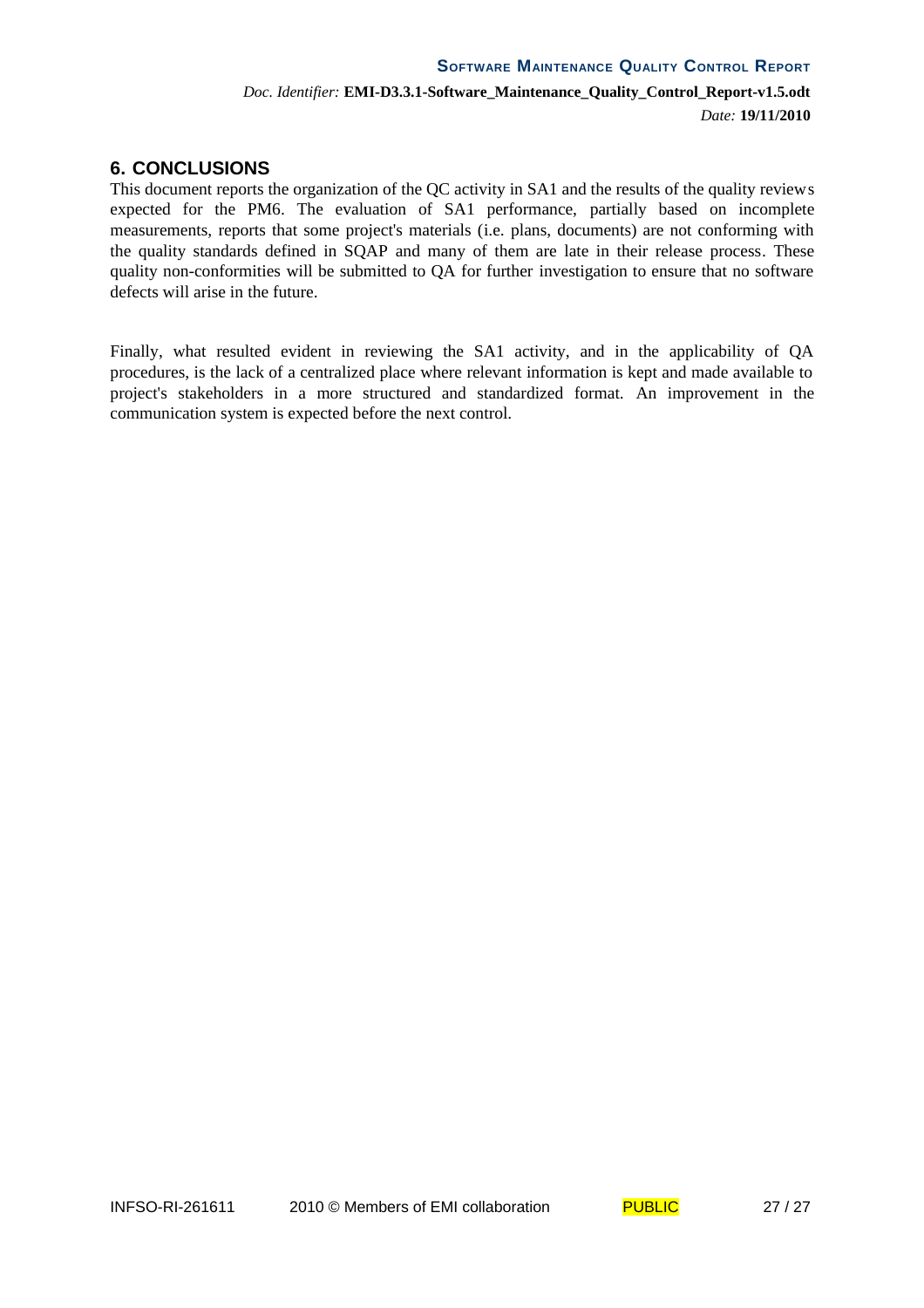# 6. CONCLUSIONS

This document reports the organization of the QC activity in SA1 and the results of the quality reviews expected for the PM6. The evaluation of SA1 performance, partially based on incomplete measurements, reports that some project's materials (i.e. plans, documents) are not conforming with the quality standards defined in SQAP and many of them are late in their release process. These quality non-conformities will be submitted to QA for further investigation to ensure that no software defects will arise in the future.

Finally, what resulted evident in reviewing the SA1 activity, and in the applicability of QA procedures, is the lack of a centralized place where relevant information is kept and made available to project's stakeholders in a more structured and standardized format. An improvement in the communication system is expected before the next control.